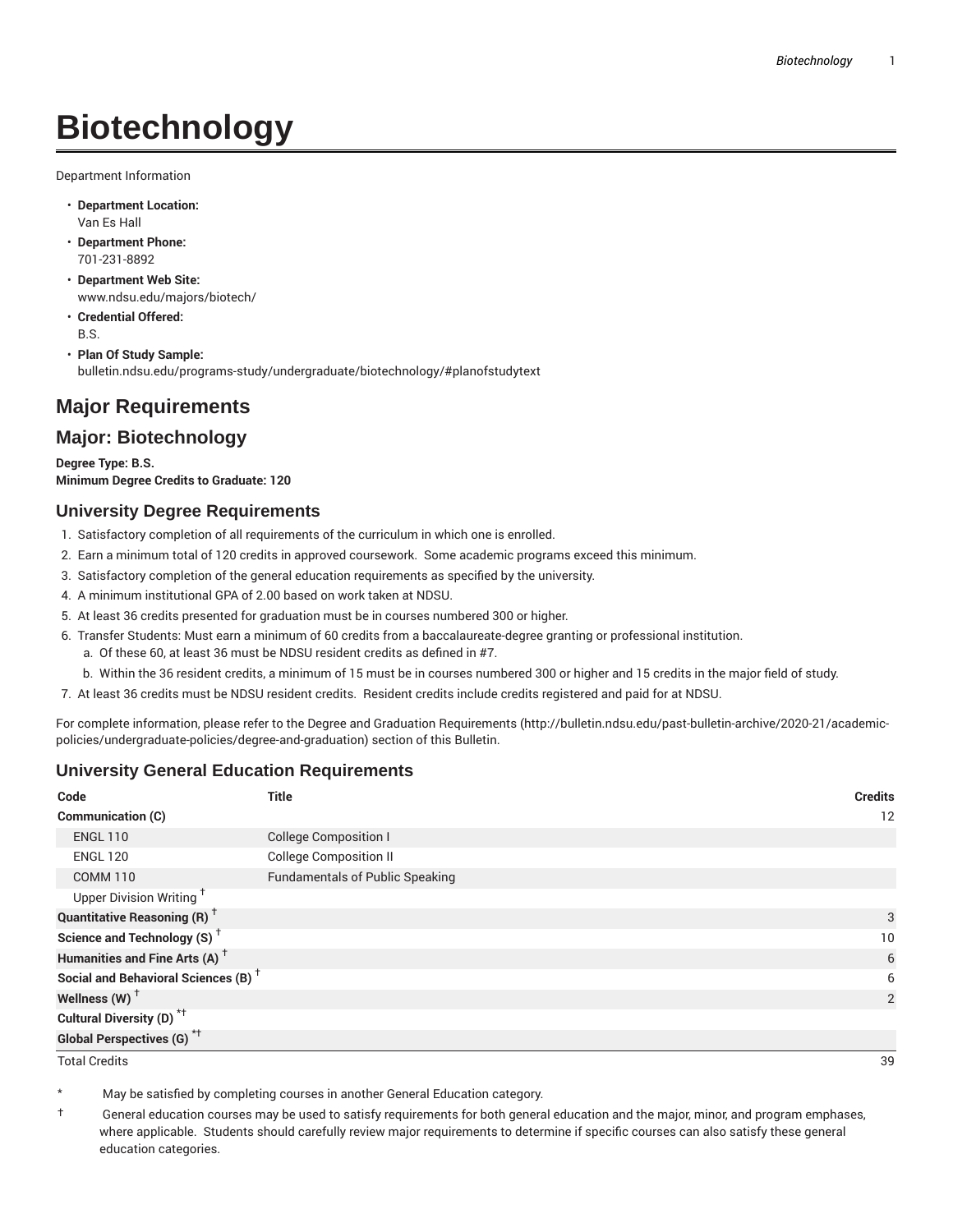# Biotechnology

Department Information

- **Department Location:**
  Van Es Hall
- **Department Phone:**
  701-231-8892
- **Department Web Site:**
  www.ndsu.edu/majors/biotech/
- **Credential Offered:**
  B.S.
- **Plan Of Study Sample:**
  bulletin.ndsu.edu/programs-study/undergraduate/biotechnology/#planofstudytext

## Major Requirements

## Major: Biotechnology

**Degree Type: B.S.**
**Minimum Degree Credits to Graduate: 120**

### University Degree Requirements

1. Satisfactory completion of all requirements of the curriculum in which one is enrolled.
2. Earn a minimum total of 120 credits in approved coursework. Some academic programs exceed this minimum.
3. Satisfactory completion of the general education requirements as specified by the university.
4. A minimum institutional GPA of 2.00 based on work taken at NDSU.
5. At least 36 credits presented for graduation must be in courses numbered 300 or higher.
6. Transfer Students: Must earn a minimum of 60 credits from a baccalaureate-degree granting or professional institution.
   a. Of these 60, at least 36 must be NDSU resident credits as defined in #7.
   b. Within the 36 resident credits, a minimum of 15 must be in courses numbered 300 or higher and 15 credits in the major field of study.
7. At least 36 credits must be NDSU resident credits. Resident credits include credits registered and paid for at NDSU.

For complete information, please refer to the Degree and Graduation Requirements (http://bulletin.ndsu.edu/past-bulletin-archive/2020-21/academic-policies/undergraduate-policies/degree-and-graduation) section of this Bulletin.

### University General Education Requirements

| Code | Title | Credits |
|---|---|---|
| **Communication (C)** | | 12 |
| ENGL 110 | College Composition I | |
| ENGL 120 | College Composition II | |
| COMM 110 | Fundamentals of Public Speaking | |
| Upper Division Writing † | | |
| **Quantitative Reasoning (R)** † | | 3 |
| **Science and Technology (S)** † | | 10 |
| **Humanities and Fine Arts (A)** † | | 6 |
| **Social and Behavioral Sciences (B)** † | | 6 |
| **Wellness (W)** † | | 2 |
| **Cultural Diversity (D)** *† | | |
| **Global Perspectives (G)** *† | | |
| Total Credits | | 39 |

\* May be satisfied by completing courses in another General Education category.

† General education courses may be used to satisfy requirements for both general education and the major, minor, and program emphases, where applicable. Students should carefully review major requirements to determine if specific courses can also satisfy these general education categories.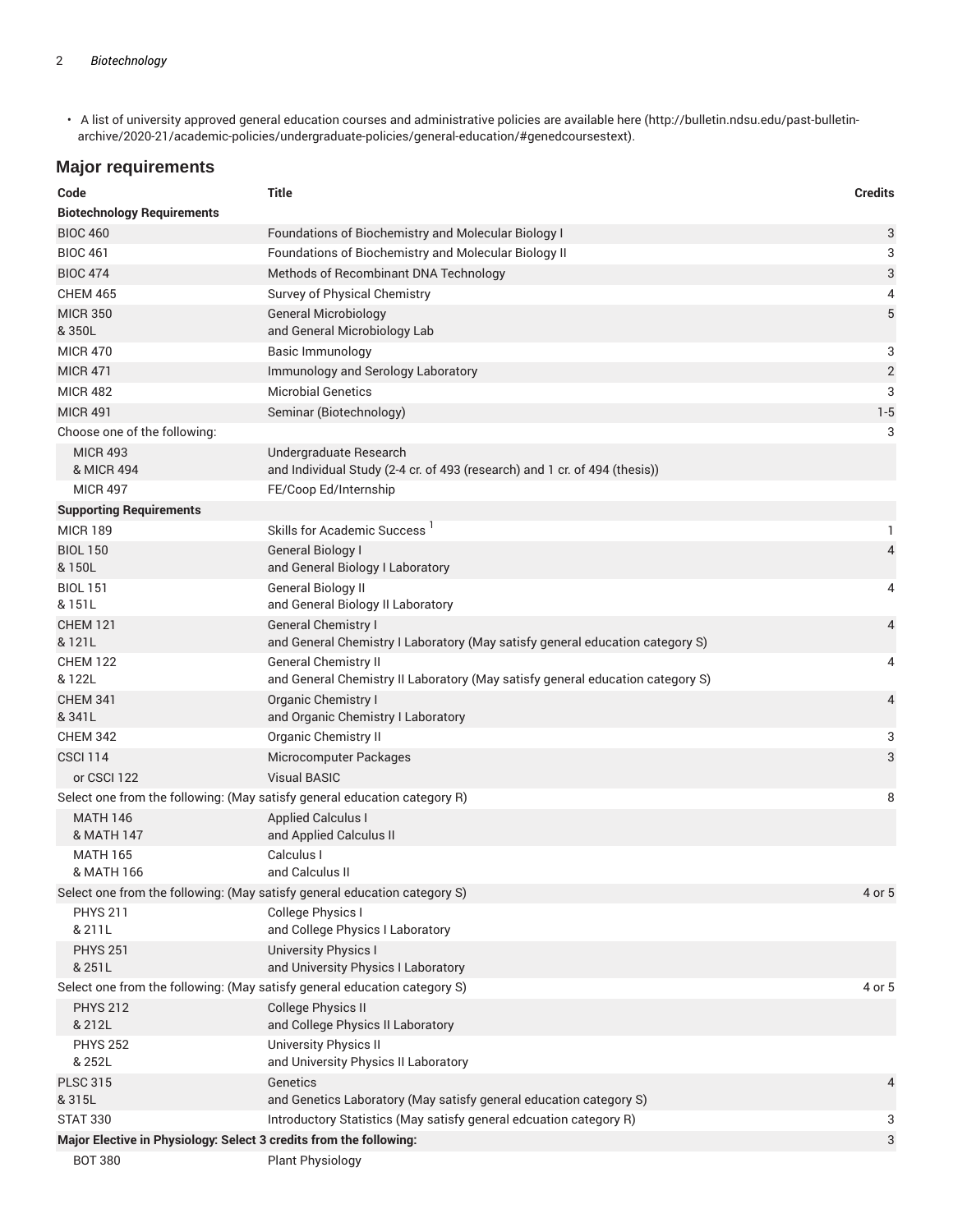- A list of university approved general education courses and administrative policies are available here (http://bulletin.ndsu.edu/past-bulletin-archive/2020-21/academic-policies/undergraduate-policies/general-education/#genedcoursestext).

## Major requirements

| Code | Title | Credits |
| --- | --- | --- |
| **Biotechnology Requirements** | | |
| BIOC 460 | Foundations of Biochemistry and Molecular Biology I | 3 |
| BIOC 461 | Foundations of Biochemistry and Molecular Biology II | 3 |
| BIOC 474 | Methods of Recombinant DNA Technology | 3 |
| CHEM 465 | Survey of Physical Chemistry | 4 |
| MICR 350 & 350L | General Microbiology and General Microbiology Lab | 5 |
| MICR 470 | Basic Immunology | 3 |
| MICR 471 | Immunology and Serology Laboratory | 2 |
| MICR 482 | Microbial Genetics | 3 |
| MICR 491 | Seminar (Biotechnology) | 1-5 |
| Choose one of the following: | | 3 |
| MICR 493 & MICR 494 | Undergraduate Research and Individual Study (2-4 cr. of 493 (research) and 1 cr. of 494 (thesis)) | |
| MICR 497 | FE/Coop Ed/Internship | |
| **Supporting Requirements** | | |
| MICR 189 | Skills for Academic Success [1] | 1 |
| BIOL 150 & 150L | General Biology I and General Biology I Laboratory | 4 |
| BIOL 151 & 151L | General Biology II and General Biology II Laboratory | 4 |
| CHEM 121 & 121L | General Chemistry I and General Chemistry I Laboratory (May satisfy general education category S) | 4 |
| CHEM 122 & 122L | General Chemistry II and General Chemistry II Laboratory (May satisfy general education category S) | 4 |
| CHEM 341 & 341L | Organic Chemistry I and Organic Chemistry I Laboratory | 4 |
| CHEM 342 | Organic Chemistry II | 3 |
| CSCI 114 | Microcomputer Packages | 3 |
| or CSCI 122 | Visual BASIC | |
| Select one from the following: (May satisfy general education category R) | | 8 |
| MATH 146 & MATH 147 | Applied Calculus I and Applied Calculus II | |
| MATH 165 & MATH 166 | Calculus I and Calculus II | |
| Select one from the following: (May satisfy general education category S) | | 4 or 5 |
| PHYS 211 & 211L | College Physics I and College Physics I Laboratory | |
| PHYS 251 & 251L | University Physics I and University Physics I Laboratory | |
| Select one from the following: (May satisfy general education category S) | | 4 or 5 |
| PHYS 212 & 212L | College Physics II and College Physics II Laboratory | |
| PHYS 252 & 252L | University Physics II and University Physics II Laboratory | |
| PLSC 315 & 315L | Genetics and Genetics Laboratory (May satisfy general education category S) | 4 |
| STAT 330 | Introductory Statistics (May satisfy general edcuation category R) | 3 |
| **Major Elective in Physiology: Select 3 credits from the following:** | | 3 |
| BOT 380 | Plant Physiology | |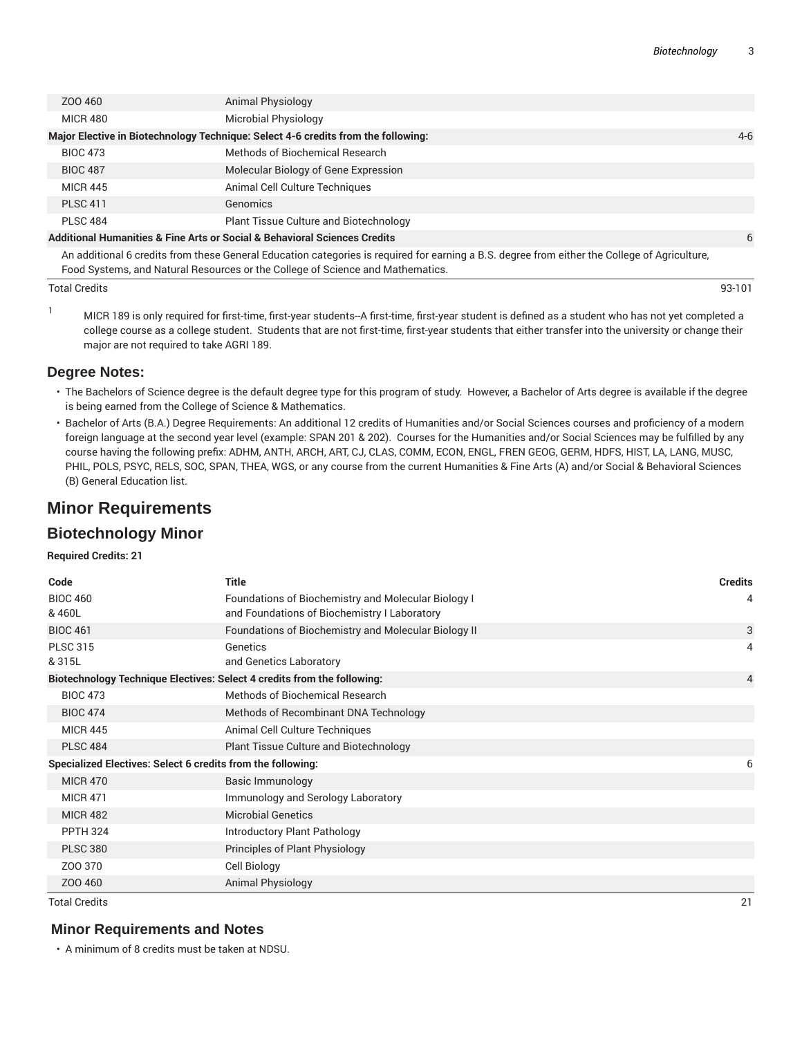| | | |
|---|---|---|
| ZOO 460 | Animal Physiology | |
| MICR 480 | Microbial Physiology | |
| **Major Elective in Biotechnology Technique: Select 4-6 credits from the following:** | | 4-6 |
| BIOC 473 | Methods of Biochemical Research | |
| BIOC 487 | Molecular Biology of Gene Expression | |
| MICR 445 | Animal Cell Culture Techniques | |
| PLSC 411 | Genomics | |
| PLSC 484 | Plant Tissue Culture and Biotechnology | |
| **Additional Humanities & Fine Arts or Social & Behavioral Sciences Credits** | | 6 |
| An additional 6 credits from these General Education categories is required for earning a B.S. degree from either the College of Agriculture, Food Systems, and Natural Resources or the College of Science and Mathematics. | | |
| Total Credits | | 93-101 |

1 MICR 189 is only required for first-time, first-year students--A first-time, first-year student is defined as a student who has not yet completed a college course as a college student. Students that are not first-time, first-year students that either transfer into the university or change their major are not required to take AGRI 189.

### Degree Notes:

- The Bachelors of Science degree is the default degree type for this program of study. However, a Bachelor of Arts degree is available if the degree is being earned from the College of Science & Mathematics.
- Bachelor of Arts (B.A.) Degree Requirements: An additional 12 credits of Humanities and/or Social Sciences courses and proficiency of a modern foreign language at the second year level (example: SPAN 201 & 202). Courses for the Humanities and/or Social Sciences may be fulfilled by any course having the following prefix: ADHM, ANTH, ARCH, ART, CJ, CLAS, COMM, ECON, ENGL, FREN GEOG, GERM, HDFS, HIST, LA, LANG, MUSC, PHIL, POLS, PSYC, RELS, SOC, SPAN, THEA, WGS, or any course from the current Humanities & Fine Arts (A) and/or Social & Behavioral Sciences (B) General Education list.

## Minor Requirements

## Biotechnology Minor

**Required Credits: 21**

| Code | Title | Credits |
|---|---|---|
| BIOC 460 & 460L | Foundations of Biochemistry and Molecular Biology I and Foundations of Biochemistry I Laboratory | 4 |
| BIOC 461 | Foundations of Biochemistry and Molecular Biology II | 3 |
| PLSC 315 & 315L | Genetics and Genetics Laboratory | 4 |
| **Biotechnology Technique Electives: Select 4 credits from the following:** | | 4 |
| BIOC 473 | Methods of Biochemical Research | |
| BIOC 474 | Methods of Recombinant DNA Technology | |
| MICR 445 | Animal Cell Culture Techniques | |
| PLSC 484 | Plant Tissue Culture and Biotechnology | |
| **Specialized Electives: Select 6 credits from the following:** | | 6 |
| MICR 470 | Basic Immunology | |
| MICR 471 | Immunology and Serology Laboratory | |
| MICR 482 | Microbial Genetics | |
| PPTH 324 | Introductory Plant Pathology | |
| PLSC 380 | Principles of Plant Physiology | |
| ZOO 370 | Cell Biology | |
| ZOO 460 | Animal Physiology | |
| Total Credits | | 21 |

### Minor Requirements and Notes

- A minimum of 8 credits must be taken at NDSU.